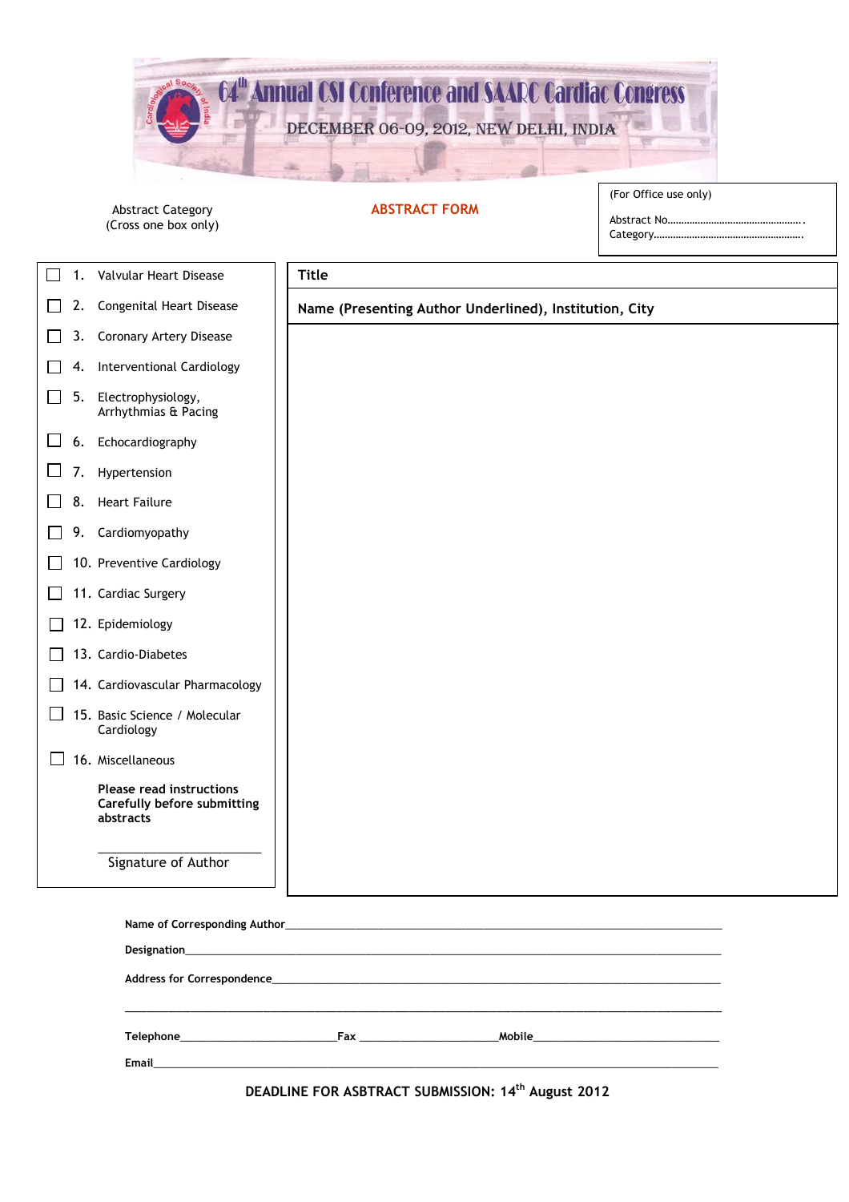# 64th Annual CSI Conference and SAARC Cardiac Congress

DECEMBER 06-09, 2012, NEW DELHI, INDIA

## ABSTRACT FORM

Abstract Category
(Cross one box only)

(For Office use only)

Abstract No……………………………………….

Category………………………………………….

- ☐ 1. Valvular Heart Disease
- ☐ 2. Congenital Heart Disease
- ☐ 3. Coronary Artery Disease
- ☐ 4. Interventional Cardiology
- ☐ 5. Electrophysiology, Arrhythmias & Pacing
- ☐ 6. Echocardiography
- ☐ 7. Hypertension
- ☐ 8. Heart Failure
- ☐ 9. Cardiomyopathy
- ☐ 10. Preventive Cardiology
- ☐ 11. Cardiac Surgery
- ☐ 12. Epidemiology
- ☐ 13. Cardio-Diabetes
- ☐ 14. Cardiovascular Pharmacology
- ☐ 15. Basic Science / Molecular Cardiology
- ☐ 16. Miscellaneous

**Please read instructions Carefully before submitting abstracts**

\_\_\_\_\_\_\_\_\_\_\_\_\_\_\_\_\_\_\_\_\_\_\_\_\_\_

Signature of Author

**Title**

**Name (Presenting Author Underlined), Institution, City**

**Name of Corresponding Author**\_\_\_\_\_\_\_\_\_\_\_\_\_\_\_\_\_\_\_\_\_\_\_\_\_\_\_\_\_\_\_\_\_\_\_\_\_\_\_\_

**Designation**\_\_\_\_\_\_\_\_\_\_\_\_\_\_\_\_\_\_\_\_\_\_\_\_\_\_\_\_\_\_\_\_\_\_\_\_\_\_\_\_\_\_\_\_\_\_\_\_\_\_\_\_\_\_

**Address for Correspondence**\_\_\_\_\_\_\_\_\_\_\_\_\_\_\_\_\_\_\_\_\_\_\_\_\_\_\_\_\_\_\_\_\_\_\_\_\_\_\_\_\_

\_\_\_\_\_\_\_\_\_\_\_\_\_\_\_\_\_\_\_\_\_\_\_\_\_\_\_\_\_\_\_\_\_\_\_\_\_\_\_\_\_\_\_\_\_\_\_\_\_\_\_\_\_\_\_\_\_\_\_\_\_\_\_\_\_\_\_\_

**Telephone**\_\_\_\_\_\_\_\_\_\_\_\_\_\_\_\_\_\_\_\_ **Fax** \_\_\_\_\_\_\_\_\_\_\_\_\_\_\_\_\_\_\_\_ **Mobile**\_\_\_\_\_\_\_\_\_\_\_\_\_\_\_\_\_\_\_\_\_\_\_\_

**Email**\_\_\_\_\_\_\_\_\_\_\_\_\_\_\_\_\_\_\_\_\_\_\_\_\_\_\_\_\_\_\_\_\_\_\_\_\_\_\_\_\_\_\_\_\_\_\_\_\_\_\_\_\_\_\_\_\_\_\_\_\_\_

**DEADLINE FOR ASBTRACT SUBMISSION: 14th August 2012**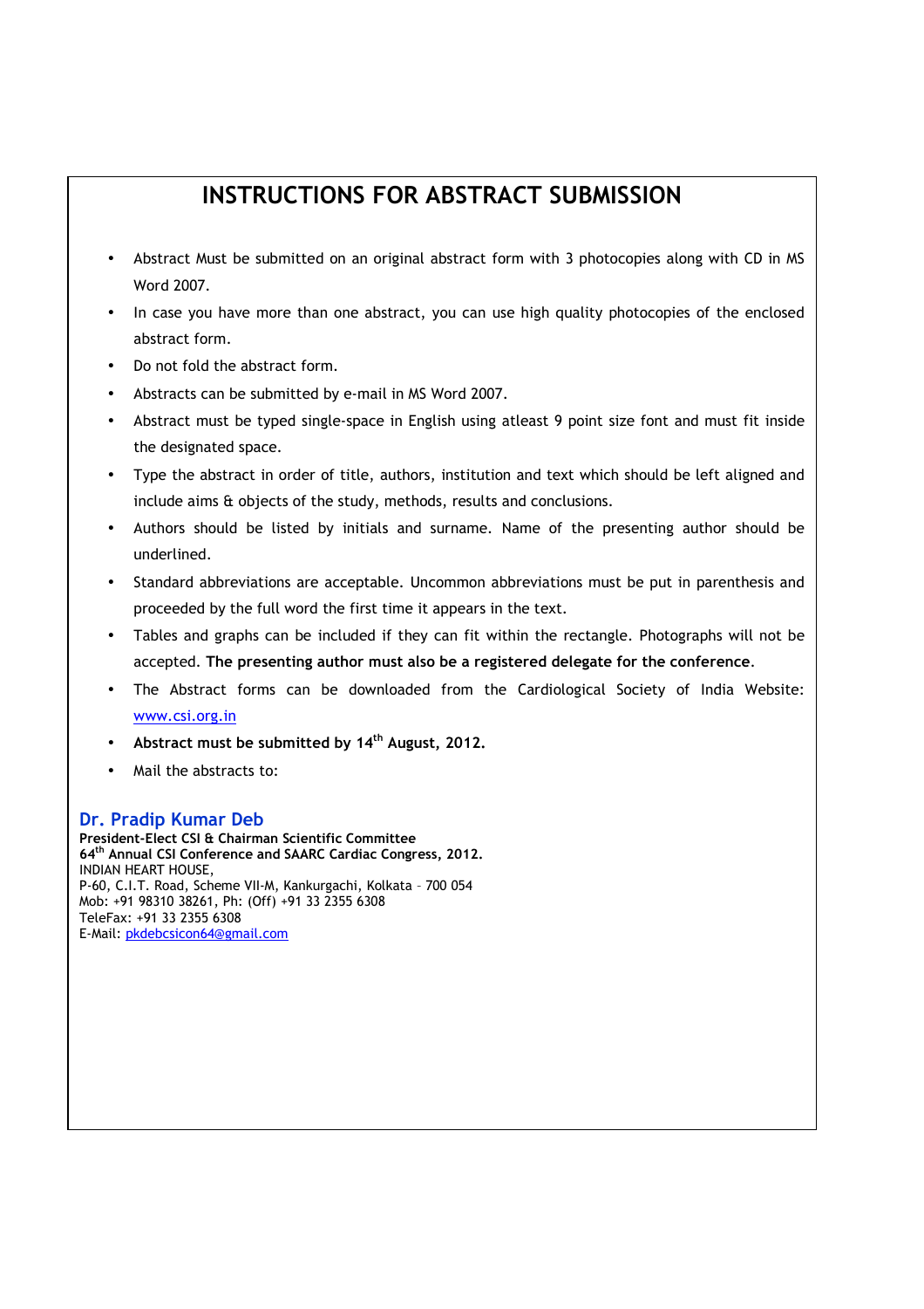# INSTRUCTIONS FOR ABSTRACT SUBMISSION

- Abstract Must be submitted on an original abstract form with 3 photocopies along with CD in MS Word 2007.
- In case you have more than one abstract, you can use high quality photocopies of the enclosed abstract form.
- Do not fold the abstract form.
- Abstracts can be submitted by e-mail in MS Word 2007.
- Abstract must be typed single-space in English using atleast 9 point size font and must fit inside the designated space.
- Type the abstract in order of title, authors, institution and text which should be left aligned and include aims & objects of the study, methods, results and conclusions.
- Authors should be listed by initials and surname. Name of the presenting author should be underlined.
- Standard abbreviations are acceptable. Uncommon abbreviations must be put in parenthesis and proceeded by the full word the first time it appears in the text.
- Tables and graphs can be included if they can fit within the rectangle. Photographs will not be accepted. **The presenting author must also be a registered delegate for the conference**.
- The Abstract forms can be downloaded from the Cardiological Society of India Website: www.csi.org.in
- **Abstract must be submitted by 14th August, 2012.**
- Mail the abstracts to:

**Dr. Pradip Kumar Deb**
**President-Elect CSI & Chairman Scientific Committee**
**64th Annual CSI Conference and SAARC Cardiac Congress, 2012.**
INDIAN HEART HOUSE,
P-60, C.I.T. Road, Scheme VII-M, Kankurgachi, Kolkata – 700 054
Mob: +91 98310 38261, Ph: (Off) +91 33 2355 6308
TeleFax: +91 33 2355 6308
E-Mail: pkdebcsicon64@gmail.com